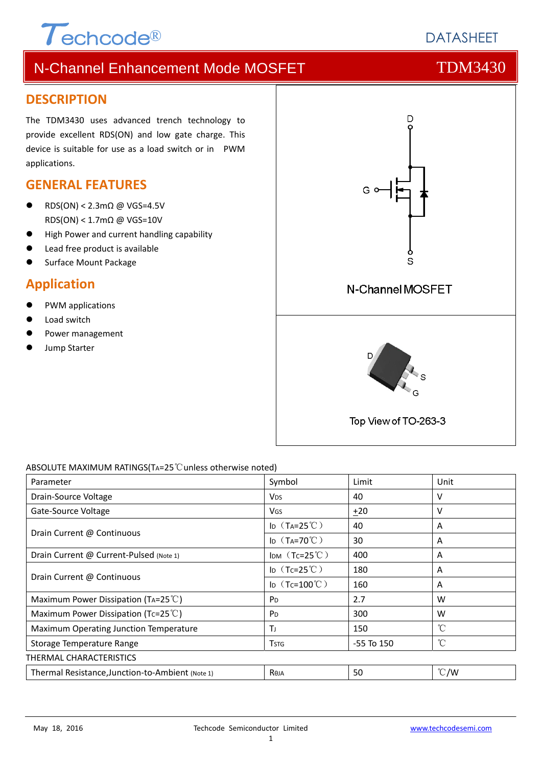DATASHEET

# N-Channel Enhancement Mode MOSFET — TDM3430

## DESCRIPTION

The TDM3430 uses advanced trench technology to provide excellent RDS(ON) and low gate charge. This device is suitable for use as a load switch or in PWM applications.

## GENERAL FEATURES

- RDS(ON) < 2.3mΩ @ VGS=4.5V
  RDS(ON) < 1.7mΩ @ VGS=10V
- High Power and current handling capability
- Lead free product is available
- Surface Mount Package

## Application

- PWM applications
- Load switch
- Power management
- Jump Starter

N-Channel MOSFET

Top View of TO-263-3

ABSOLUTE MAXIMUM RATINGS($T_A$=25℃unless otherwise noted)

| Parameter | Symbol | Limit | Unit |
|---|---|---|---|
| Drain-Source Voltage | $V_{DS}$ | 40 | V |
| Gate-Source Voltage | $V_{GS}$ | ±20 | V |
| Drain Current @ Continuous | $I_D$（$T_A$=25℃） | 40 | A |
| | $I_D$（$T_A$=70℃） | 30 | A |
| Drain Current @ Current-Pulsed (Note 1) | $I_{DM}$（$T_C$=25℃） | 400 | A |
| Drain Current @ Continuous | $I_D$（$T_C$=25℃） | 180 | A |
| | $I_D$（$T_C$=100℃） | 160 | A |
| Maximum Power Dissipation ($T_A$=25℃) | $P_D$ | 2.7 | W |
| Maximum Power Dissipation ($T_C$=25℃) | $P_D$ | 300 | W |
| Maximum Operating Junction Temperature | $T_J$ | 150 | ℃ |
| Storage Temperature Range | $T_{STG}$ | -55 To 150 | ℃ |

THERMAL CHARACTERISTICS

| Parameter | Symbol | Limit | Unit |
|---|---|---|---|
| Thermal Resistance,Junction-to-Ambient (Note 1) | $R_{θJA}$ | 50 | ℃/W |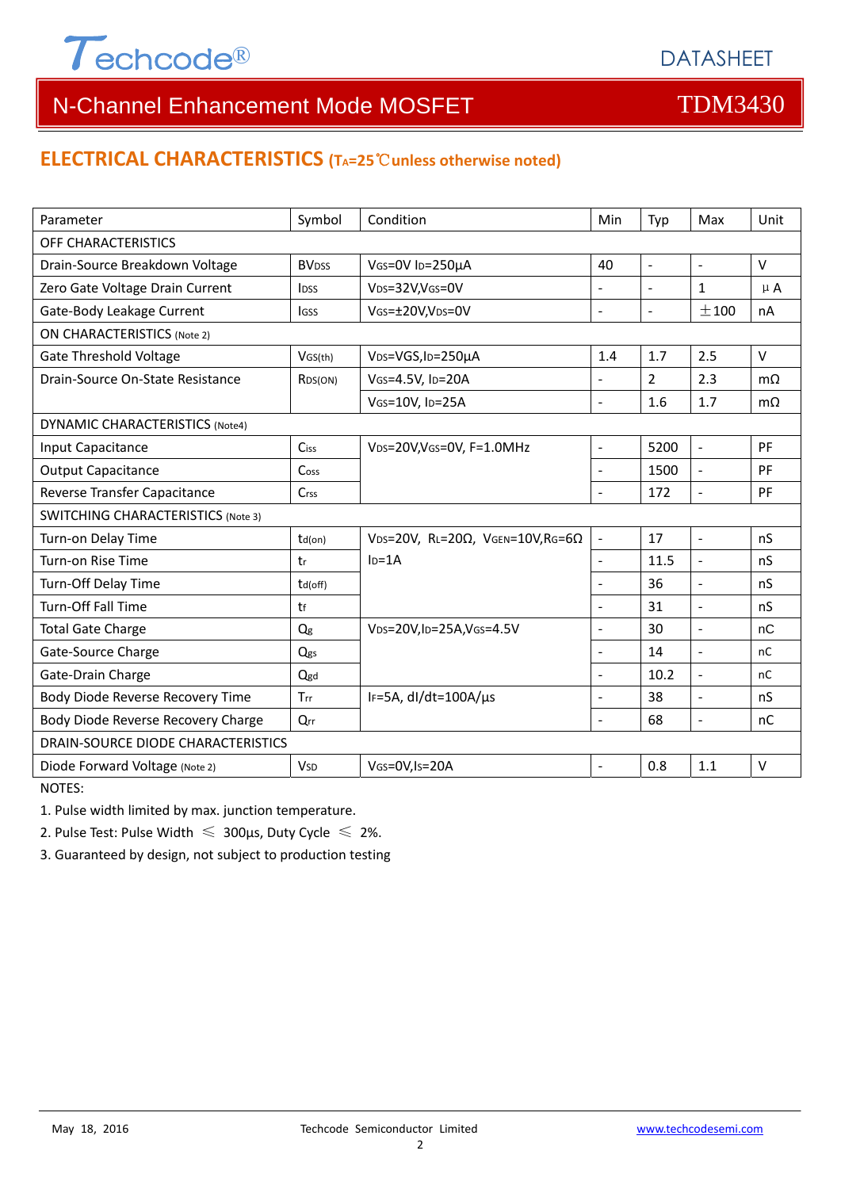## ELECTRICAL CHARACTERISTICS ($T_A$=25℃unless otherwise noted)

| Parameter | Symbol | Condition | Min | Typ | Max | Unit |
|---|---|---|---|---|---|---|
| OFF CHARACTERISTICS | | | | | | |
| Drain-Source Breakdown Voltage | $BV_{DSS}$ | $V_{GS}$=0V $I_D$=250μA | 40 | - | - | V |
| Zero Gate Voltage Drain Current | $I_{DSS}$ | $V_{DS}$=32V,$V_{GS}$=0V | - | - | 1 | μA |
| Gate-Body Leakage Current | $I_{GSS}$ | $V_{GS}$=±20V,$V_{DS}$=0V | - | - | ±100 | nA |
| ON CHARACTERISTICS (Note 2) | | | | | | |
| Gate Threshold Voltage | $V_{GS(th)}$ | $V_{DS}$=VGS,$I_D$=250μA | 1.4 | 1.7 | 2.5 | V |
| Drain-Source On-State Resistance | $R_{DS(ON)}$ | $V_{GS}$=4.5V, $I_D$=20A | - | 2 | 2.3 | mΩ |
| | | $V_{GS}$=10V, $I_D$=25A | - | 1.6 | 1.7 | mΩ |
| DYNAMIC CHARACTERISTICS (Note4) | | | | | | |
| Input Capacitance | $C_{iss}$ | $V_{DS}$=20V,$V_{GS}$=0V, F=1.0MHz | - | 5200 | - | PF |
| Output Capacitance | $C_{oss}$ | | - | 1500 | - | PF |
| Reverse Transfer Capacitance | $C_{rss}$ | | - | 172 | - | PF |
| SWITCHING CHARACTERISTICS (Note 3) | | | | | | |
| Turn-on Delay Time | $t_{d(on)}$ | $V_{DS}$=20V, $R_L$=20Ω, $V_{GEN}$=10V,$R_G$=6Ω $I_D$=1A | - | 17 | - | nS |
| Turn-on Rise Time | $t_r$ | | - | 11.5 | - | nS |
| Turn-Off Delay Time | $t_{d(off)}$ | | - | 36 | - | nS |
| Turn-Off Fall Time | $t_f$ | | - | 31 | - | nS |
| Total Gate Charge | $Q_g$ | $V_{DS}$=20V,$I_D$=25A,$V_{GS}$=4.5V | - | 30 | - | nC |
| Gate-Source Charge | $Q_{gs}$ | | - | 14 | - | nC |
| Gate-Drain Charge | $Q_{gd}$ | | - | 10.2 | - | nC |
| Body Diode Reverse Recovery Time | $T_{rr}$ | $I_F$=5A, dI/dt=100A/μs | - | 38 | - | nS |
| Body Diode Reverse Recovery Charge | $Q_{rr}$ | | - | 68 | - | nC |
| DRAIN-SOURCE DIODE CHARACTERISTICS | | | | | | |
| Diode Forward Voltage (Note 2) | $V_{SD}$ | $V_{GS}$=0V,$I_S$=20A | - | 0.8 | 1.1 | V |

NOTES:

1. Pulse width limited by max. junction temperature.
2. Pulse Test: Pulse Width ≤ 300μs, Duty Cycle ≤ 2%.
3. Guaranteed by design, not subject to production testing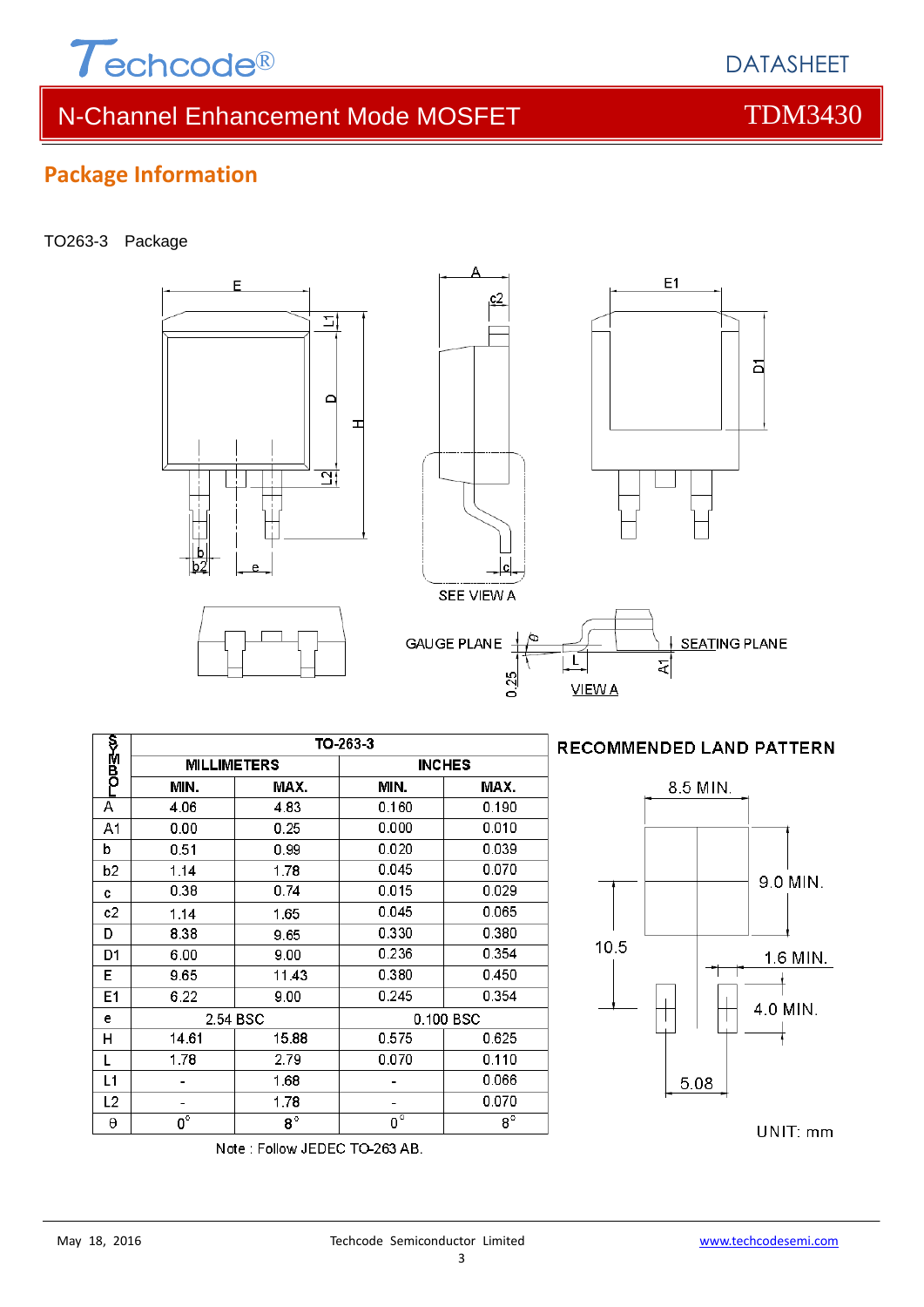## Package Information

TO263-3 Package

SEE VIEW A

GAUGE PLANE

SEATING PLANE

VIEW A

| SYMBOL | TO-263-3 | | | |
|---|---|---|---|---|
| | MILLIMETERS | | INCHES | |
| | MIN. | MAX. | MIN. | MAX. |
| A | 4.06 | 4.83 | 0.160 | 0.190 |
| A1 | 0.00 | 0.25 | 0.000 | 0.010 |
| b | 0.51 | 0.99 | 0.020 | 0.039 |
| b2 | 1.14 | 1.78 | 0.045 | 0.070 |
| c | 0.38 | 0.74 | 0.015 | 0.029 |
| c2 | 1.14 | 1.65 | 0.045 | 0.065 |
| D | 8.38 | 9.65 | 0.330 | 0.380 |
| D1 | 6.00 | 9.00 | 0.236 | 0.354 |
| E | 9.65 | 11.43 | 0.380 | 0.450 |
| E1 | 6.22 | 9.00 | 0.245 | 0.354 |
| e | 2.54 BSC | | 0.100 BSC | |
| H | 14.61 | 15.88 | 0.575 | 0.625 |
| L | 1.78 | 2.79 | 0.070 | 0.110 |
| L1 | - | 1.68 | - | 0.066 |
| L2 | - | 1.78 | - | 0.070 |
| θ | 0° | 8° | 0° | 8° |

Note : Follow JEDEC TO-263 AB.

**RECOMMENDED LAND PATTERN**

8.5 MIN.

9.0 MIN.

10.5

1.6 MIN.

4.0 MIN.

5.08

UNIT: mm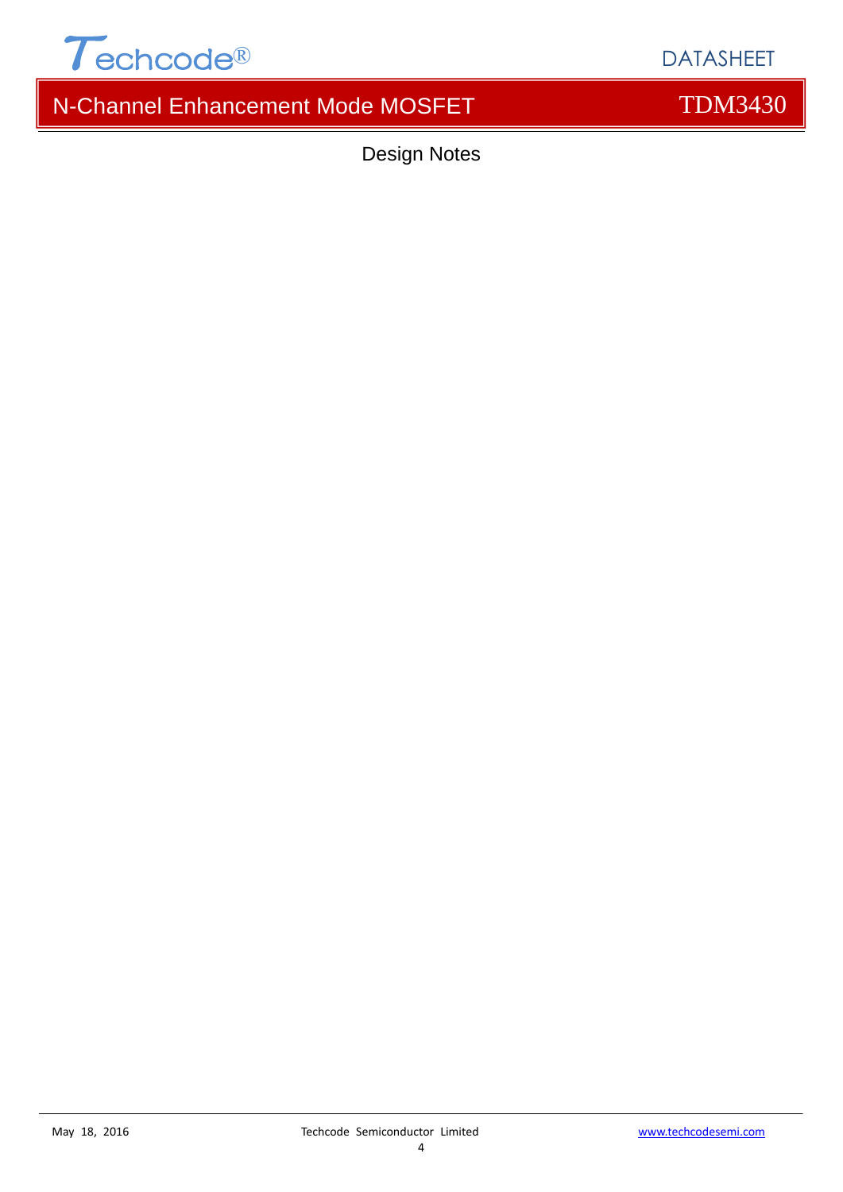Design Notes